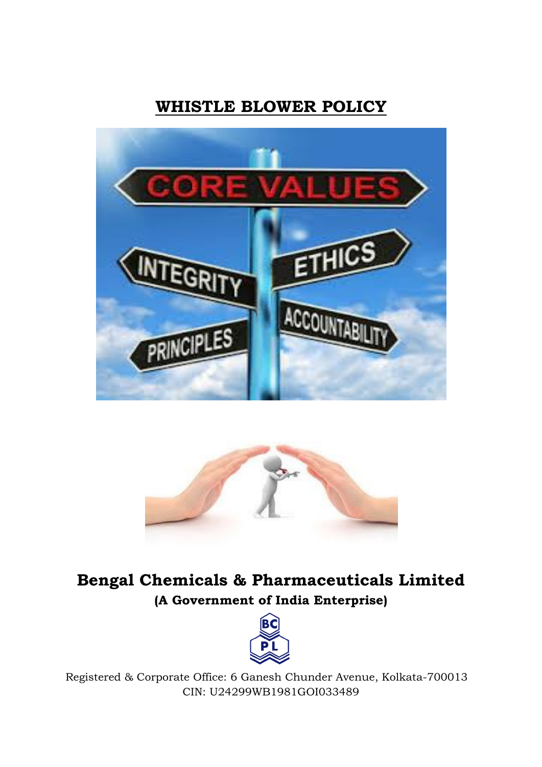# WHISTLE BLOWER POLICY

## Bengal Chemicals & Pharmaceuticals Limited

**(A Government of India Enterprise)**

Registered & Corporate Office: 6 Ganesh Chunder Avenue, Kolkata-700013
CIN: U24299WB1981GOI033489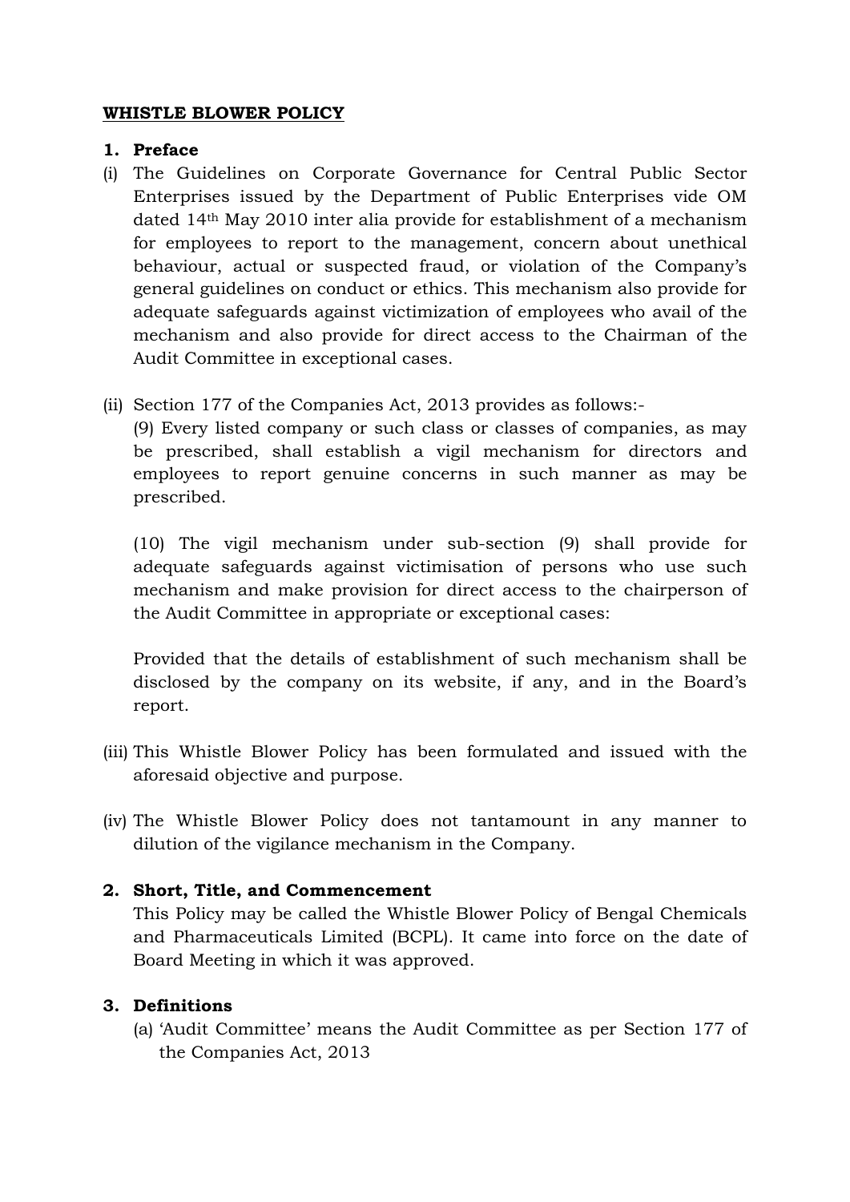**WHISTLE BLOWER POLICY**

1. **Preface**

(i) The Guidelines on Corporate Governance for Central Public Sector Enterprises issued by the Department of Public Enterprises vide OM dated 14th May 2010 inter alia provide for establishment of a mechanism for employees to report to the management, concern about unethical behaviour, actual or suspected fraud, or violation of the Company's general guidelines on conduct or ethics. This mechanism also provide for adequate safeguards against victimization of employees who avail of the mechanism and also provide for direct access to the Chairman of the Audit Committee in exceptional cases.

(ii) Section 177 of the Companies Act, 2013 provides as follows:-

(9) Every listed company or such class or classes of companies, as may be prescribed, shall establish a vigil mechanism for directors and employees to report genuine concerns in such manner as may be prescribed.

(10) The vigil mechanism under sub-section (9) shall provide for adequate safeguards against victimisation of persons who use such mechanism and make provision for direct access to the chairperson of the Audit Committee in appropriate or exceptional cases:

Provided that the details of establishment of such mechanism shall be disclosed by the company on its website, if any, and in the Board's report.

(iii) This Whistle Blower Policy has been formulated and issued with the aforesaid objective and purpose.

(iv) The Whistle Blower Policy does not tantamount in any manner to dilution of the vigilance mechanism in the Company.

2. **Short, Title, and Commencement**

This Policy may be called the Whistle Blower Policy of Bengal Chemicals and Pharmaceuticals Limited (BCPL). It came into force on the date of Board Meeting in which it was approved.

3. **Definitions**

(a) 'Audit Committee' means the Audit Committee as per Section 177 of the Companies Act, 2013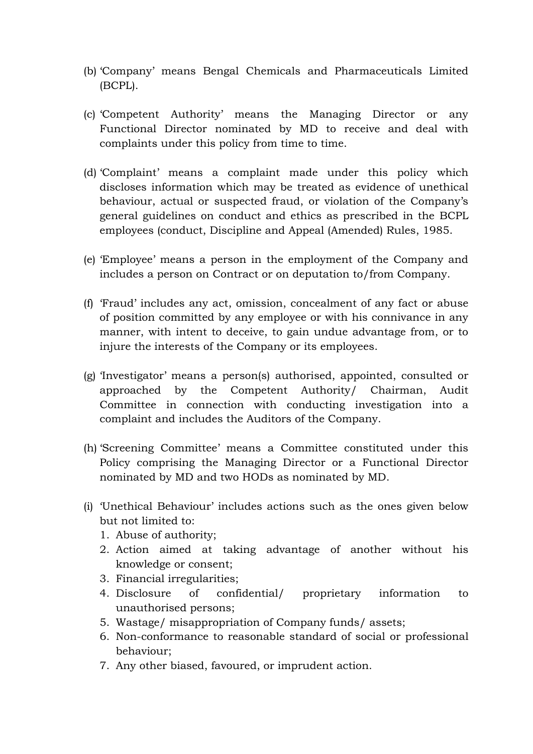(b) 'Company' means Bengal Chemicals and Pharmaceuticals Limited (BCPL).

(c) 'Competent Authority' means the Managing Director or any Functional Director nominated by MD to receive and deal with complaints under this policy from time to time.

(d) 'Complaint' means a complaint made under this policy which discloses information which may be treated as evidence of unethical behaviour, actual or suspected fraud, or violation of the Company's general guidelines on conduct and ethics as prescribed in the BCPL employees (conduct, Discipline and Appeal (Amended) Rules, 1985.

(e) 'Employee' means a person in the employment of the Company and includes a person on Contract or on deputation to/from Company.

(f) 'Fraud' includes any act, omission, concealment of any fact or abuse of position committed by any employee or with his connivance in any manner, with intent to deceive, to gain undue advantage from, or to injure the interests of the Company or its employees.

(g) 'Investigator' means a person(s) authorised, appointed, consulted or approached by the Competent Authority/ Chairman, Audit Committee in connection with conducting investigation into a complaint and includes the Auditors of the Company.

(h) 'Screening Committee' means a Committee constituted under this Policy comprising the Managing Director or a Functional Director nominated by MD and two HODs as nominated by MD.

(i) 'Unethical Behaviour' includes actions such as the ones given below but not limited to:
   1. Abuse of authority;
   2. Action aimed at taking advantage of another without his knowledge or consent;
   3. Financial irregularities;
   4. Disclosure of confidential/ proprietary information to unauthorised persons;
   5. Wastage/ misappropriation of Company funds/ assets;
   6. Non-conformance to reasonable standard of social or professional behaviour;
   7. Any other biased, favoured, or imprudent action.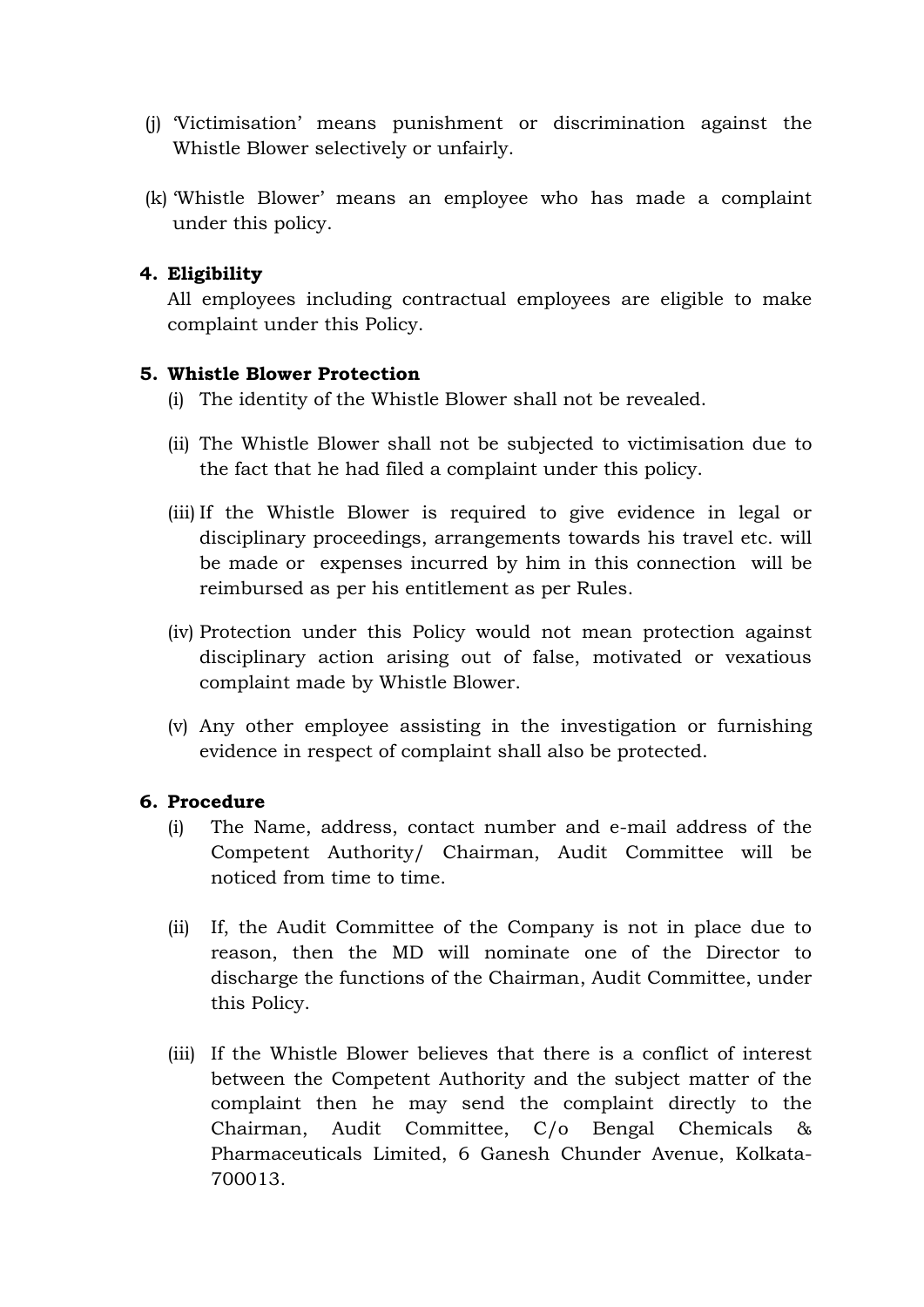(j) 'Victimisation' means punishment or discrimination against the Whistle Blower selectively or unfairly.

(k) 'Whistle Blower' means an employee who has made a complaint under this policy.

**4. Eligibility**

All employees including contractual employees are eligible to make complaint under this Policy.

**5. Whistle Blower Protection**

(i) The identity of the Whistle Blower shall not be revealed.

(ii) The Whistle Blower shall not be subjected to victimisation due to the fact that he had filed a complaint under this policy.

(iii) If the Whistle Blower is required to give evidence in legal or disciplinary proceedings, arrangements towards his travel etc. will be made or expenses incurred by him in this connection will be reimbursed as per his entitlement as per Rules.

(iv) Protection under this Policy would not mean protection against disciplinary action arising out of false, motivated or vexatious complaint made by Whistle Blower.

(v) Any other employee assisting in the investigation or furnishing evidence in respect of complaint shall also be protected.

**6. Procedure**

(i) The Name, address, contact number and e-mail address of the Competent Authority/ Chairman, Audit Committee will be noticed from time to time.

(ii) If, the Audit Committee of the Company is not in place due to reason, then the MD will nominate one of the Director to discharge the functions of the Chairman, Audit Committee, under this Policy.

(iii) If the Whistle Blower believes that there is a conflict of interest between the Competent Authority and the subject matter of the complaint then he may send the complaint directly to the Chairman, Audit Committee, C/o Bengal Chemicals & Pharmaceuticals Limited, 6 Ganesh Chunder Avenue, Kolkata-700013.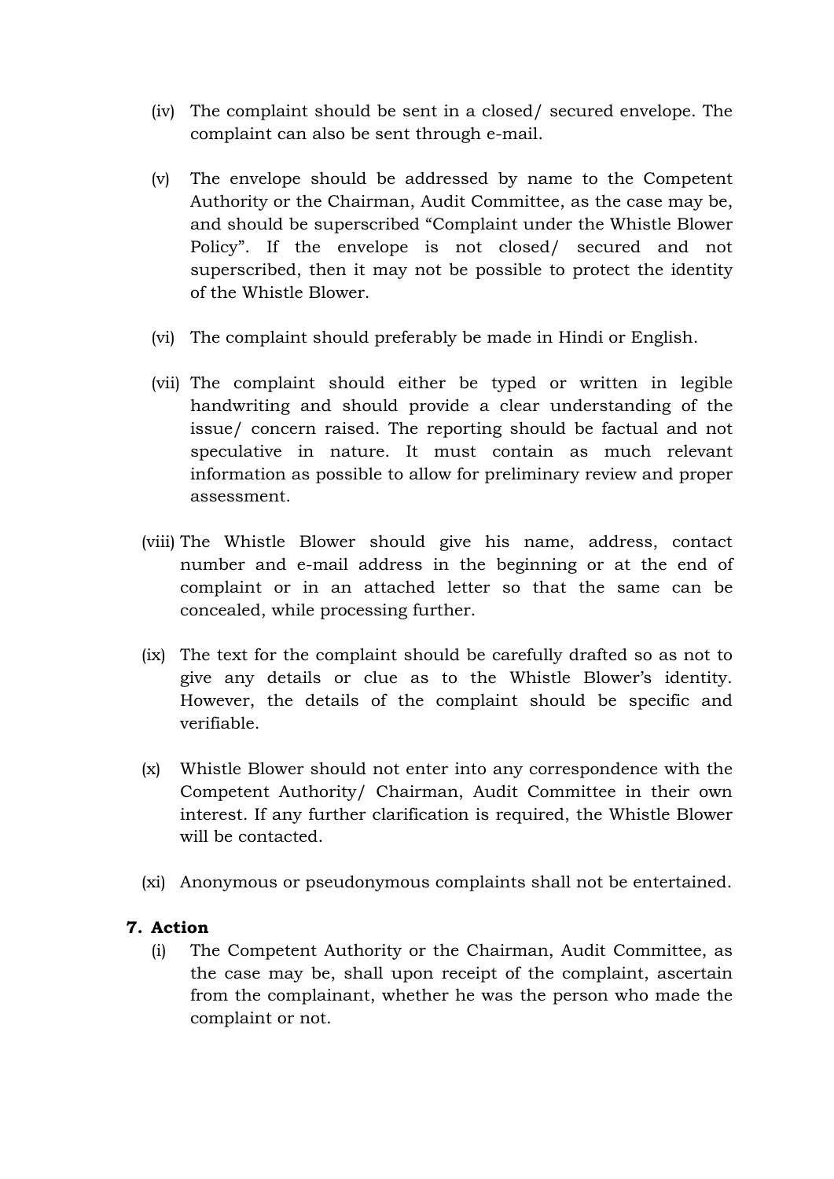(iv) The complaint should be sent in a closed/ secured envelope. The complaint can also be sent through e-mail.

(v) The envelope should be addressed by name to the Competent Authority or the Chairman, Audit Committee, as the case may be, and should be superscribed "Complaint under the Whistle Blower Policy". If the envelope is not closed/ secured and not superscribed, then it may not be possible to protect the identity of the Whistle Blower.

(vi) The complaint should preferably be made in Hindi or English.

(vii) The complaint should either be typed or written in legible handwriting and should provide a clear understanding of the issue/ concern raised. The reporting should be factual and not speculative in nature. It must contain as much relevant information as possible to allow for preliminary review and proper assessment.

(viii) The Whistle Blower should give his name, address, contact number and e-mail address in the beginning or at the end of complaint or in an attached letter so that the same can be concealed, while processing further.

(ix) The text for the complaint should be carefully drafted so as not to give any details or clue as to the Whistle Blower's identity. However, the details of the complaint should be specific and verifiable.

(x) Whistle Blower should not enter into any correspondence with the Competent Authority/ Chairman, Audit Committee in their own interest. If any further clarification is required, the Whistle Blower will be contacted.

(xi) Anonymous or pseudonymous complaints shall not be entertained.

## 7. Action

(i) The Competent Authority or the Chairman, Audit Committee, as the case may be, shall upon receipt of the complaint, ascertain from the complainant, whether he was the person who made the complaint or not.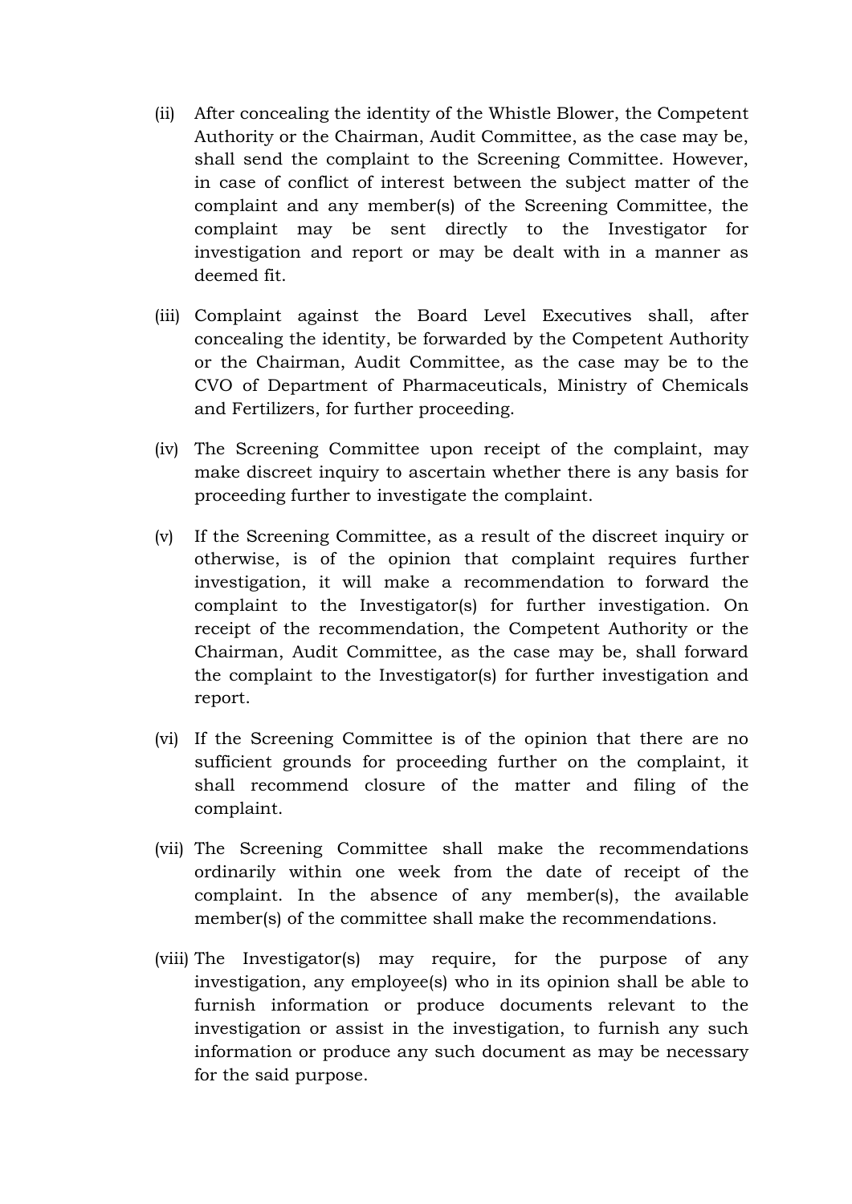(ii) After concealing the identity of the Whistle Blower, the Competent Authority or the Chairman, Audit Committee, as the case may be, shall send the complaint to the Screening Committee. However, in case of conflict of interest between the subject matter of the complaint and any member(s) of the Screening Committee, the complaint may be sent directly to the Investigator for investigation and report or may be dealt with in a manner as deemed fit.

(iii) Complaint against the Board Level Executives shall, after concealing the identity, be forwarded by the Competent Authority or the Chairman, Audit Committee, as the case may be to the CVO of Department of Pharmaceuticals, Ministry of Chemicals and Fertilizers, for further proceeding.

(iv) The Screening Committee upon receipt of the complaint, may make discreet inquiry to ascertain whether there is any basis for proceeding further to investigate the complaint.

(v) If the Screening Committee, as a result of the discreet inquiry or otherwise, is of the opinion that complaint requires further investigation, it will make a recommendation to forward the complaint to the Investigator(s) for further investigation. On receipt of the recommendation, the Competent Authority or the Chairman, Audit Committee, as the case may be, shall forward the complaint to the Investigator(s) for further investigation and report.

(vi) If the Screening Committee is of the opinion that there are no sufficient grounds for proceeding further on the complaint, it shall recommend closure of the matter and filing of the complaint.

(vii) The Screening Committee shall make the recommendations ordinarily within one week from the date of receipt of the complaint. In the absence of any member(s), the available member(s) of the committee shall make the recommendations.

(viii) The Investigator(s) may require, for the purpose of any investigation, any employee(s) who in its opinion shall be able to furnish information or produce documents relevant to the investigation or assist in the investigation, to furnish any such information or produce any such document as may be necessary for the said purpose.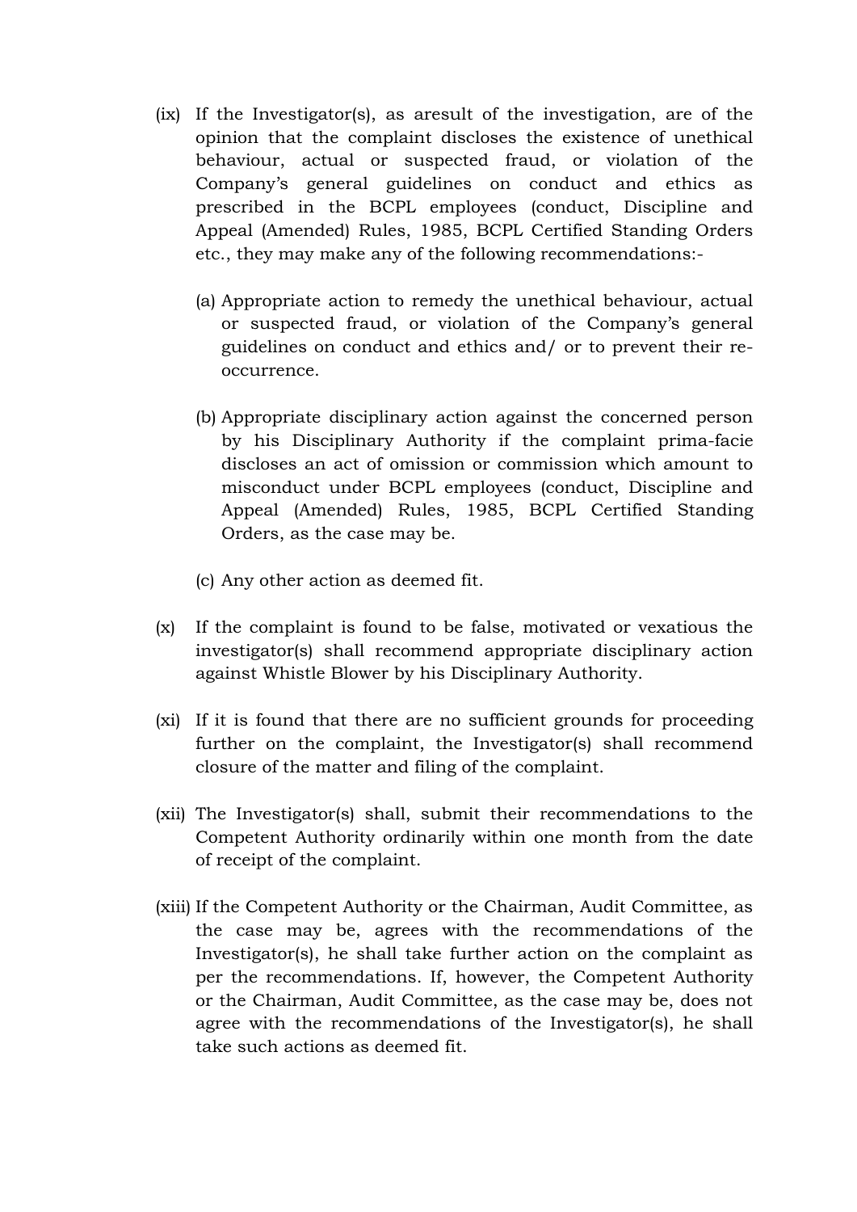(ix) If the Investigator(s), as aresult of the investigation, are of the opinion that the complaint discloses the existence of unethical behaviour, actual or suspected fraud, or violation of the Company's general guidelines on conduct and ethics as prescribed in the BCPL employees (conduct, Discipline and Appeal (Amended) Rules, 1985, BCPL Certified Standing Orders etc., they may make any of the following recommendations:-

   (a) Appropriate action to remedy the unethical behaviour, actual or suspected fraud, or violation of the Company's general guidelines on conduct and ethics and/ or to prevent their re-occurrence.

   (b) Appropriate disciplinary action against the concerned person by his Disciplinary Authority if the complaint prima-facie discloses an act of omission or commission which amount to misconduct under BCPL employees (conduct, Discipline and Appeal (Amended) Rules, 1985, BCPL Certified Standing Orders, as the case may be.

   (c) Any other action as deemed fit.

(x) If the complaint is found to be false, motivated or vexatious the investigator(s) shall recommend appropriate disciplinary action against Whistle Blower by his Disciplinary Authority.

(xi) If it is found that there are no sufficient grounds for proceeding further on the complaint, the Investigator(s) shall recommend closure of the matter and filing of the complaint.

(xii) The Investigator(s) shall, submit their recommendations to the Competent Authority ordinarily within one month from the date of receipt of the complaint.

(xiii) If the Competent Authority or the Chairman, Audit Committee, as the case may be, agrees with the recommendations of the Investigator(s), he shall take further action on the complaint as per the recommendations. If, however, the Competent Authority or the Chairman, Audit Committee, as the case may be, does not agree with the recommendations of the Investigator(s), he shall take such actions as deemed fit.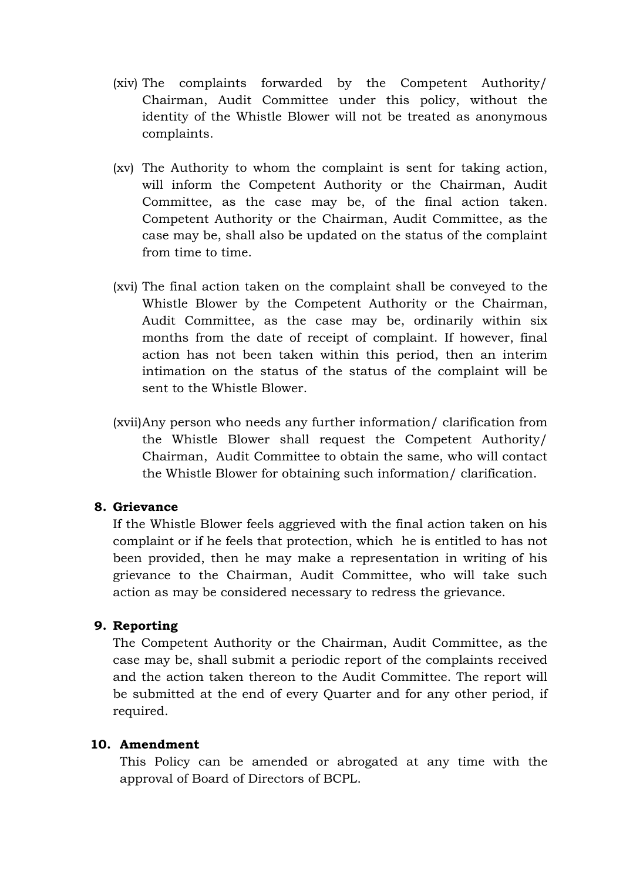(xiv) The complaints forwarded by the Competent Authority/ Chairman, Audit Committee under this policy, without the identity of the Whistle Blower will not be treated as anonymous complaints.

(xv) The Authority to whom the complaint is sent for taking action, will inform the Competent Authority or the Chairman, Audit Committee, as the case may be, of the final action taken. Competent Authority or the Chairman, Audit Committee, as the case may be, shall also be updated on the status of the complaint from time to time.

(xvi) The final action taken on the complaint shall be conveyed to the Whistle Blower by the Competent Authority or the Chairman, Audit Committee, as the case may be, ordinarily within six months from the date of receipt of complaint. If however, final action has not been taken within this period, then an interim intimation on the status of the status of the complaint will be sent to the Whistle Blower.

(xvii) Any person who needs any further information/ clarification from the Whistle Blower shall request the Competent Authority/ Chairman, Audit Committee to obtain the same, who will contact the Whistle Blower for obtaining such information/ clarification.

**8. Grievance**

If the Whistle Blower feels aggrieved with the final action taken on his complaint or if he feels that protection, which he is entitled to has not been provided, then he may make a representation in writing of his grievance to the Chairman, Audit Committee, who will take such action as may be considered necessary to redress the grievance.

**9. Reporting**

The Competent Authority or the Chairman, Audit Committee, as the case may be, shall submit a periodic report of the complaints received and the action taken thereon to the Audit Committee. The report will be submitted at the end of every Quarter and for any other period, if required.

**10. Amendment**

This Policy can be amended or abrogated at any time with the approval of Board of Directors of BCPL.